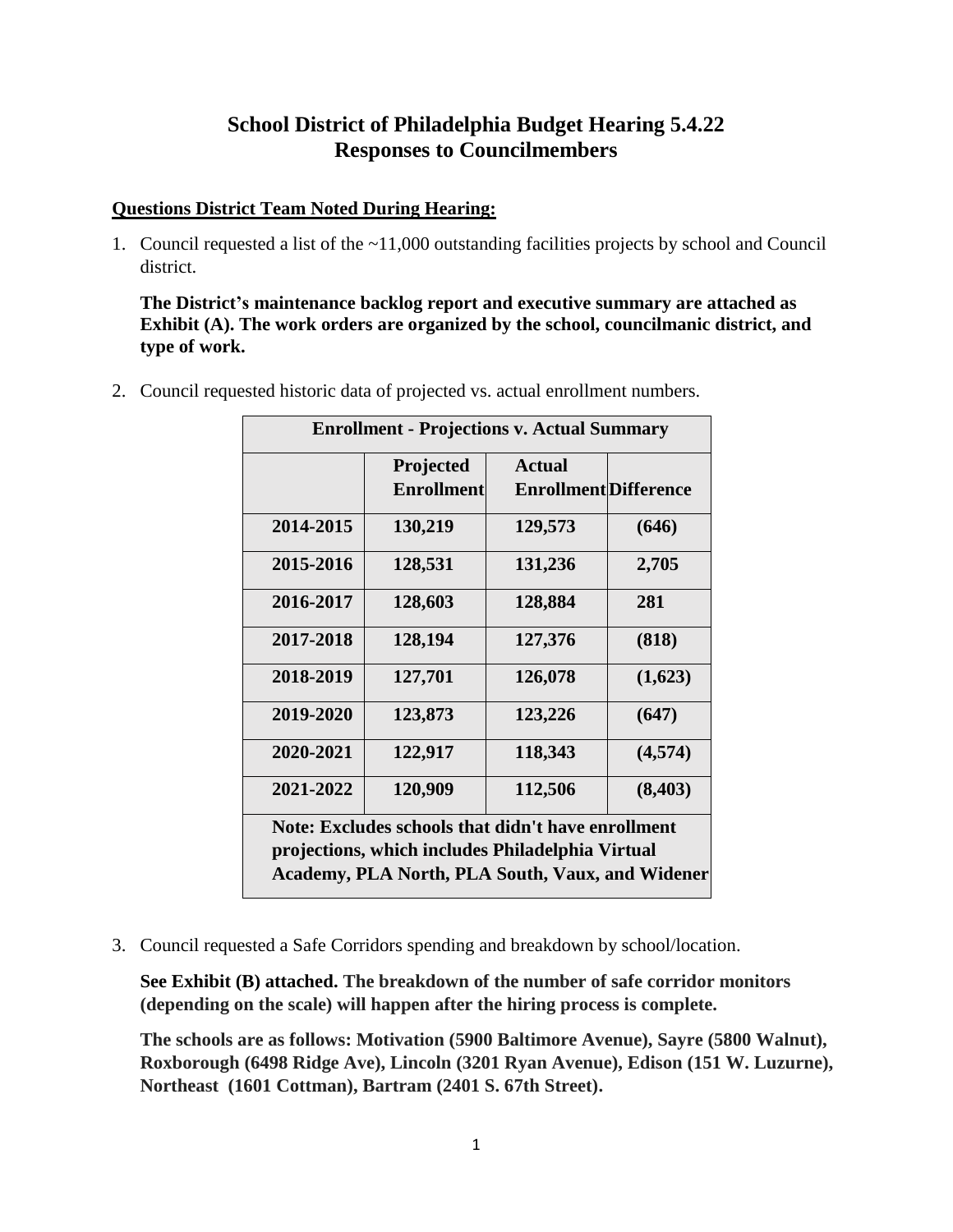# School District of Philadelphia Budget Hearing 5.4.22
# Responses to Councilmembers

**Questions District Team Noted During Hearing:**

1. Council requested a list of the ~11,000 outstanding facilities projects by school and Council district.

   **The District's maintenance backlog report and executive summary are attached as Exhibit (A). The work orders are organized by the school, councilmanic district, and type of work.**

2. Council requested historic data of projected vs. actual enrollment numbers.

| Enrollment - Projections v. Actual Summary | | | |
|---|---|---|---|
| | **Projected Enrollment** | **Actual Enrollment** | **Difference** |
| **2014-2015** | **130,219** | **129,573** | **(646)** |
| **2015-2016** | **128,531** | **131,236** | **2,705** |
| **2016-2017** | **128,603** | **128,884** | **281** |
| **2017-2018** | **128,194** | **127,376** | **(818)** |
| **2018-2019** | **127,701** | **126,078** | **(1,623)** |
| **2019-2020** | **123,873** | **123,226** | **(647)** |
| **2020-2021** | **122,917** | **118,343** | **(4,574)** |
| **2021-2022** | **120,909** | **112,506** | **(8,403)** |
| **Note: Excludes schools that didn't have enrollment projections, which includes Philadelphia Virtual Academy, PLA North, PLA South, Vaux, and Widener** | | | |

3. Council requested a Safe Corridors spending and breakdown by school/location.

   **See Exhibit (B) attached. The breakdown of the number of safe corridor monitors (depending on the scale) will happen after the hiring process is complete.**

   **The schools are as follows: Motivation (5900 Baltimore Avenue), Sayre (5800 Walnut), Roxborough (6498 Ridge Ave), Lincoln (3201 Ryan Avenue), Edison (151 W. Luzurne), Northeast (1601 Cottman), Bartram (2401 S. 67th Street).**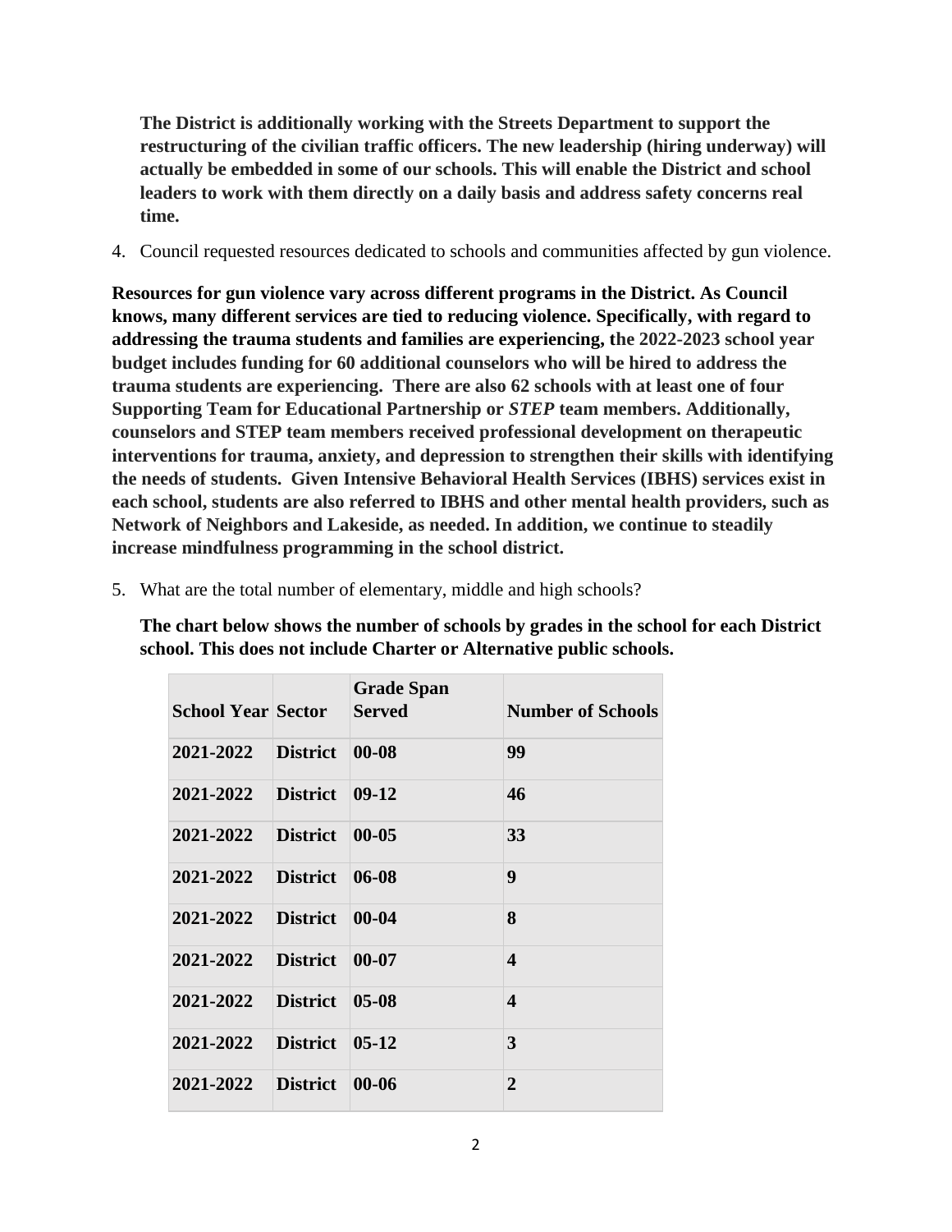**The District is additionally working with the Streets Department to support the restructuring of the civilian traffic officers. The new leadership (hiring underway) will actually be embedded in some of our schools. This will enable the District and school leaders to work with them directly on a daily basis and address safety concerns real time.**

4. Council requested resources dedicated to schools and communities affected by gun violence.

**Resources for gun violence vary across different programs in the District. As Council knows, many different services are tied to reducing violence. Specifically, with regard to addressing the trauma students and families are experiencing, the 2022-2023 school year budget includes funding for 60 additional counselors who will be hired to address the trauma students are experiencing. There are also 62 schools with at least one of four Supporting Team for Educational Partnership or *STEP* team members. Additionally, counselors and STEP team members received professional development on therapeutic interventions for trauma, anxiety, and depression to strengthen their skills with identifying the needs of students. Given Intensive Behavioral Health Services (IBHS) services exist in each school, students are also referred to IBHS and other mental health providers, such as Network of Neighbors and Lakeside, as needed. In addition, we continue to steadily increase mindfulness programming in the school district.**

5. What are the total number of elementary, middle and high schools?

**The chart below shows the number of schools by grades in the school for each District school. This does not include Charter or Alternative public schools.**

| School Year | Sector | Grade Span Served | Number of Schools |
|---|---|---|---|
| 2021-2022 | District | 00-08 | 99 |
| 2021-2022 | District | 09-12 | 46 |
| 2021-2022 | District | 00-05 | 33 |
| 2021-2022 | District | 06-08 | 9 |
| 2021-2022 | District | 00-04 | 8 |
| 2021-2022 | District | 00-07 | 4 |
| 2021-2022 | District | 05-08 | 4 |
| 2021-2022 | District | 05-12 | 3 |
| 2021-2022 | District | 00-06 | 2 |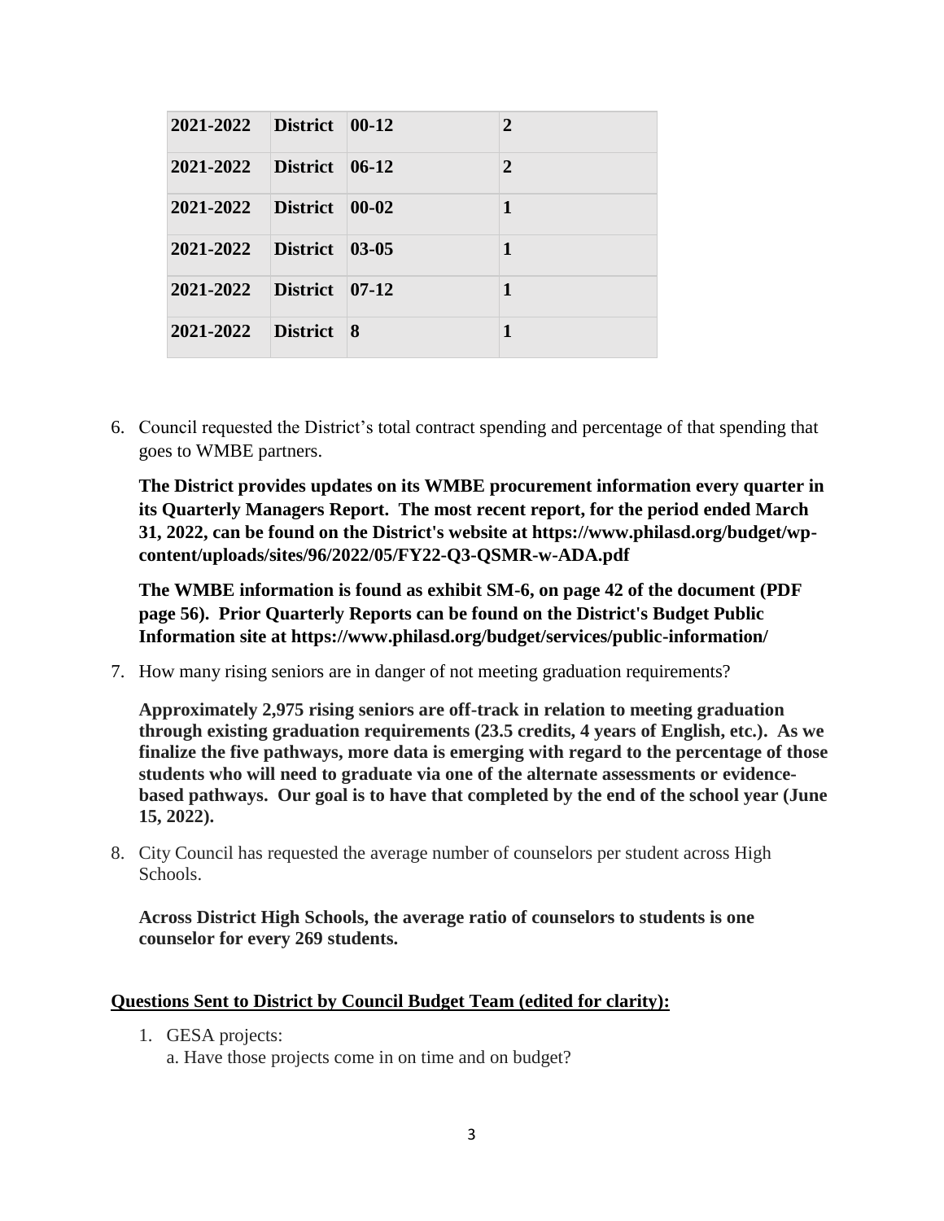| 2021-2022 | District | 00-12 | 2 |
|---|---|---|---|
| 2021-2022 | District | 06-12 | 2 |
| 2021-2022 | District | 00-02 | 1 |
| 2021-2022 | District | 03-05 | 1 |
| 2021-2022 | District | 07-12 | 1 |
| 2021-2022 | District | 8 | 1 |

6. Council requested the District's total contract spending and percentage of that spending that goes to WMBE partners.

   **The District provides updates on its WMBE procurement information every quarter in its Quarterly Managers Report. The most recent report, for the period ended March 31, 2022, can be found on the District's website at https://www.philasd.org/budget/wp-content/uploads/sites/96/2022/05/FY22-Q3-QSMR-w-ADA.pdf**

   **The WMBE information is found as exhibit SM-6, on page 42 of the document (PDF page 56). Prior Quarterly Reports can be found on the District's Budget Public Information site at https://www.philasd.org/budget/services/public-information/**

7. How many rising seniors are in danger of not meeting graduation requirements?

   **Approximately 2,975 rising seniors are off-track in relation to meeting graduation through existing graduation requirements (23.5 credits, 4 years of English, etc.). As we finalize the five pathways, more data is emerging with regard to the percentage of those students who will need to graduate via one of the alternate assessments or evidence-based pathways. Our goal is to have that completed by the end of the school year (June 15, 2022).**

8. City Council has requested the average number of counselors per student across High Schools.

   **Across District High Schools, the average ratio of counselors to students is one counselor for every 269 students.**

**<u>Questions Sent to District by Council Budget Team (edited for clarity):</u>**

1. GESA projects:
   a. Have those projects come in on time and on budget?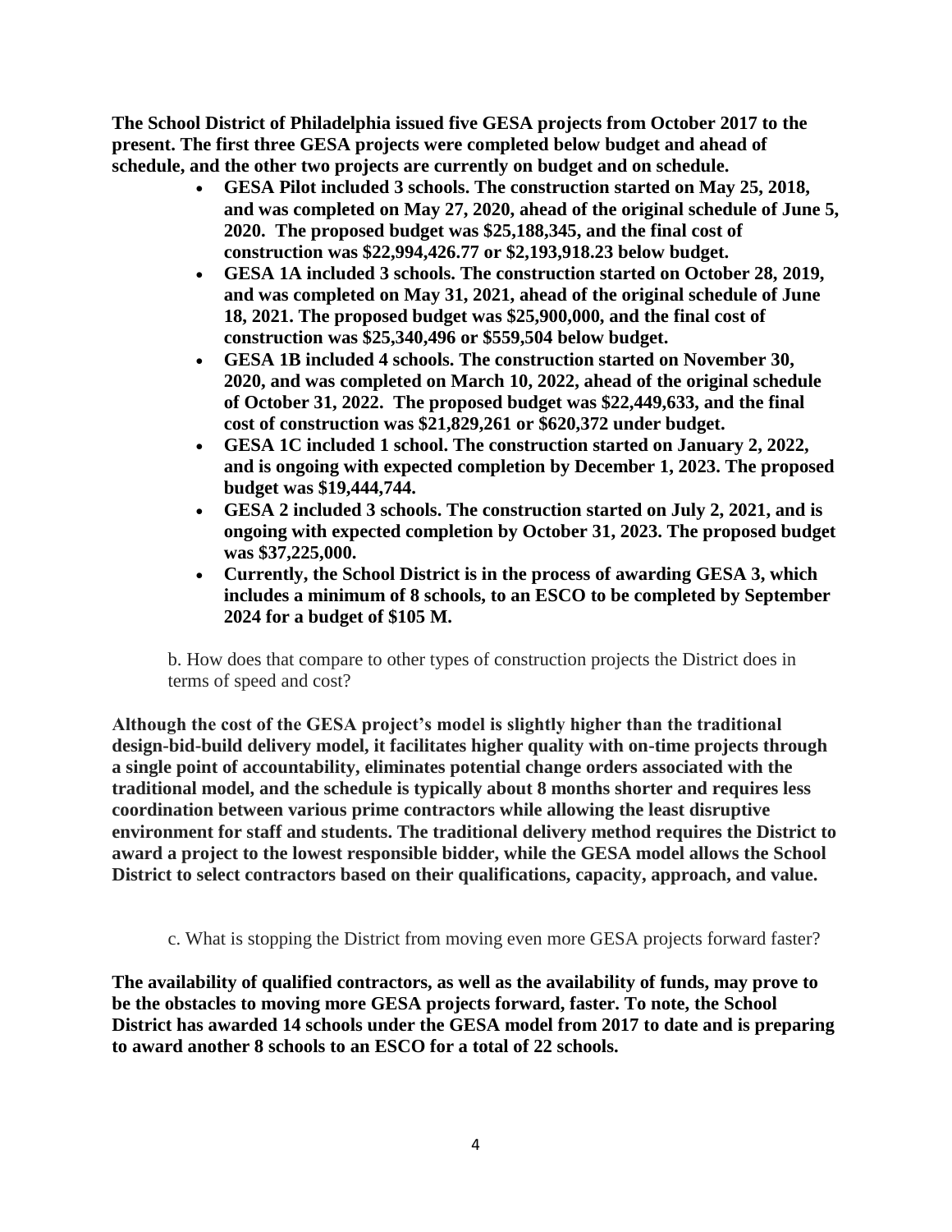**The School District of Philadelphia issued five GESA projects from October 2017 to the present. The first three GESA projects were completed below budget and ahead of schedule, and the other two projects are currently on budget and on schedule.**

- **GESA Pilot included 3 schools. The construction started on May 25, 2018, and was completed on May 27, 2020, ahead of the original schedule of June 5, 2020. The proposed budget was $25,188,345, and the final cost of construction was $22,994,426.77 or $2,193,918.23 below budget.**
- **GESA 1A included 3 schools. The construction started on October 28, 2019, and was completed on May 31, 2021, ahead of the original schedule of June 18, 2021. The proposed budget was $25,900,000, and the final cost of construction was $25,340,496 or $559,504 below budget.**
- **GESA 1B included 4 schools. The construction started on November 30, 2020, and was completed on March 10, 2022, ahead of the original schedule of October 31, 2022. The proposed budget was $22,449,633, and the final cost of construction was $21,829,261 or $620,372 under budget.**
- **GESA 1C included 1 school. The construction started on January 2, 2022, and is ongoing with expected completion by December 1, 2023. The proposed budget was $19,444,744.**
- **GESA 2 included 3 schools. The construction started on July 2, 2021, and is ongoing with expected completion by October 31, 2023. The proposed budget was $37,225,000.**
- **Currently, the School District is in the process of awarding GESA 3, which includes a minimum of 8 schools, to an ESCO to be completed by September 2024 for a budget of $105 M.**

b. How does that compare to other types of construction projects the District does in terms of speed and cost?

**Although the cost of the GESA project's model is slightly higher than the traditional design-bid-build delivery model, it facilitates higher quality with on-time projects through a single point of accountability, eliminates potential change orders associated with the traditional model, and the schedule is typically about 8 months shorter and requires less coordination between various prime contractors while allowing the least disruptive environment for staff and students. The traditional delivery method requires the District to award a project to the lowest responsible bidder, while the GESA model allows the School District to select contractors based on their qualifications, capacity, approach, and value.**

c. What is stopping the District from moving even more GESA projects forward faster?

**The availability of qualified contractors, as well as the availability of funds, may prove to be the obstacles to moving more GESA projects forward, faster. To note, the School District has awarded 14 schools under the GESA model from 2017 to date and is preparing to award another 8 schools to an ESCO for a total of 22 schools.**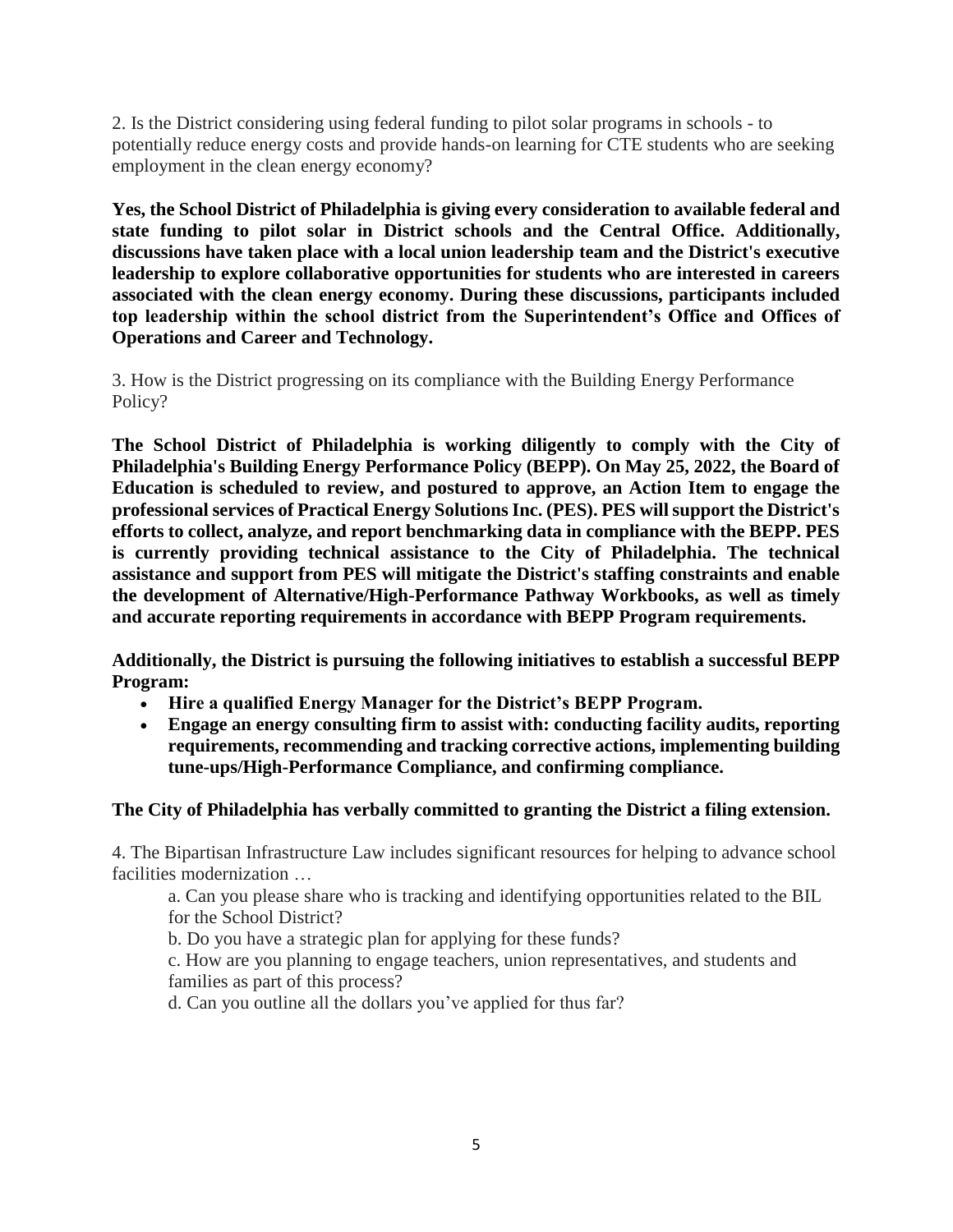2. Is the District considering using federal funding to pilot solar programs in schools - to potentially reduce energy costs and provide hands-on learning for CTE students who are seeking employment in the clean energy economy?

**Yes, the School District of Philadelphia is giving every consideration to available federal and state funding to pilot solar in District schools and the Central Office. Additionally, discussions have taken place with a local union leadership team and the District's executive leadership to explore collaborative opportunities for students who are interested in careers associated with the clean energy economy. During these discussions, participants included top leadership within the school district from the Superintendent's Office and Offices of Operations and Career and Technology.**

3. How is the District progressing on its compliance with the Building Energy Performance Policy?

**The School District of Philadelphia is working diligently to comply with the City of Philadelphia's Building Energy Performance Policy (BEPP). On May 25, 2022, the Board of Education is scheduled to review, and postured to approve, an Action Item to engage the professional services of Practical Energy Solutions Inc. (PES). PES will support the District's efforts to collect, analyze, and report benchmarking data in compliance with the BEPP. PES is currently providing technical assistance to the City of Philadelphia. The technical assistance and support from PES will mitigate the District's staffing constraints and enable the development of Alternative/High-Performance Pathway Workbooks, as well as timely and accurate reporting requirements in accordance with BEPP Program requirements.**

**Additionally, the District is pursuing the following initiatives to establish a successful BEPP Program:**

- **Hire a qualified Energy Manager for the District's BEPP Program.**
- **Engage an energy consulting firm to assist with: conducting facility audits, reporting requirements, recommending and tracking corrective actions, implementing building tune-ups/High-Performance Compliance, and confirming compliance.**

**The City of Philadelphia has verbally committed to granting the District a filing extension.**

4. The Bipartisan Infrastructure Law includes significant resources for helping to advance school facilities modernization …

   a. Can you please share who is tracking and identifying opportunities related to the BIL for the School District?

   b. Do you have a strategic plan for applying for these funds?

   c. How are you planning to engage teachers, union representatives, and students and families as part of this process?

   d. Can you outline all the dollars you've applied for thus far?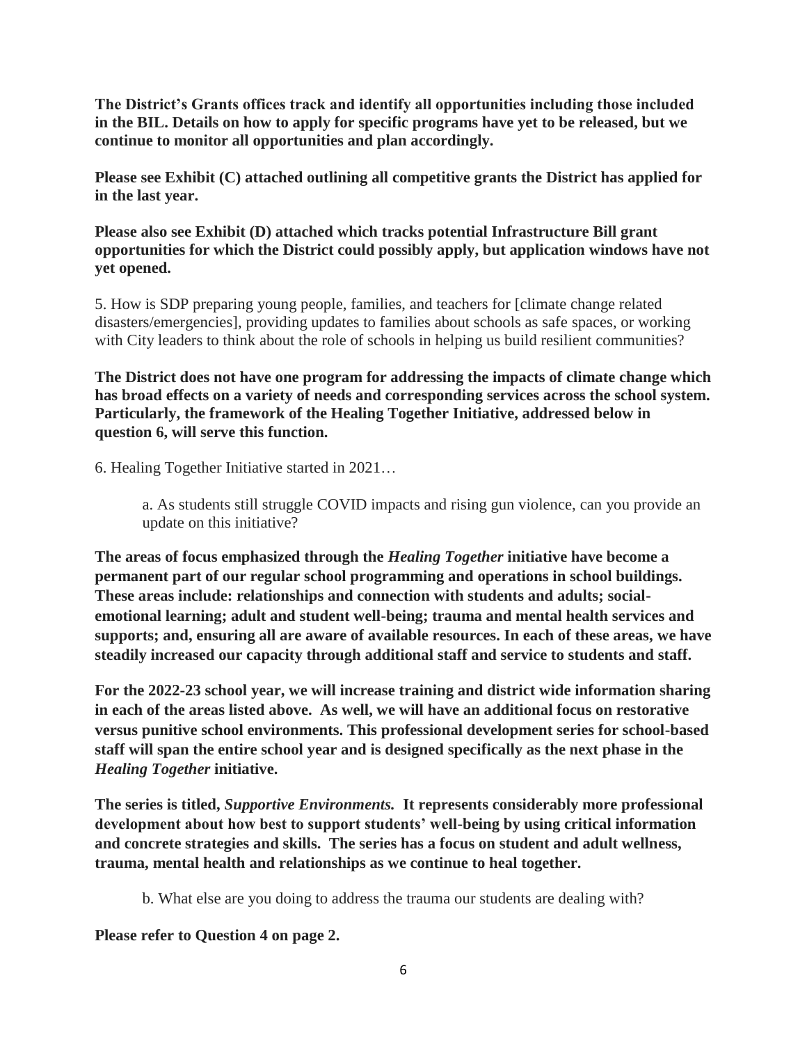**The District's Grants offices track and identify all opportunities including those included in the BIL. Details on how to apply for specific programs have yet to be released, but we continue to monitor all opportunities and plan accordingly.**

**Please see Exhibit (C) attached outlining all competitive grants the District has applied for in the last year.**

**Please also see Exhibit (D) attached which tracks potential Infrastructure Bill grant opportunities for which the District could possibly apply, but application windows have not yet opened.**

5. How is SDP preparing young people, families, and teachers for [climate change related disasters/emergencies], providing updates to families about schools as safe spaces, or working with City leaders to think about the role of schools in helping us build resilient communities?

**The District does not have one program for addressing the impacts of climate change which has broad effects on a variety of needs and corresponding services across the school system. Particularly, the framework of the Healing Together Initiative, addressed below in question 6, will serve this function.**

6. Healing Together Initiative started in 2021…

> a. As students still struggle COVID impacts and rising gun violence, can you provide an update on this initiative?

**The areas of focus emphasized through the *Healing Together* initiative have become a permanent part of our regular school programming and operations in school buildings. These areas include: relationships and connection with students and adults; social-emotional learning; adult and student well-being; trauma and mental health services and supports; and, ensuring all are aware of available resources. In each of these areas, we have steadily increased our capacity through additional staff and service to students and staff.**

**For the 2022-23 school year, we will increase training and district wide information sharing in each of the areas listed above. As well, we will have an additional focus on restorative versus punitive school environments. This professional development series for school-based staff will span the entire school year and is designed specifically as the next phase in the *Healing Together* initiative.**

**The series is titled, *Supportive Environments.* It represents considerably more professional development about how best to support students' well-being by using critical information and concrete strategies and skills. The series has a focus on student and adult wellness, trauma, mental health and relationships as we continue to heal together.**

> b. What else are you doing to address the trauma our students are dealing with?

**Please refer to Question 4 on page 2.**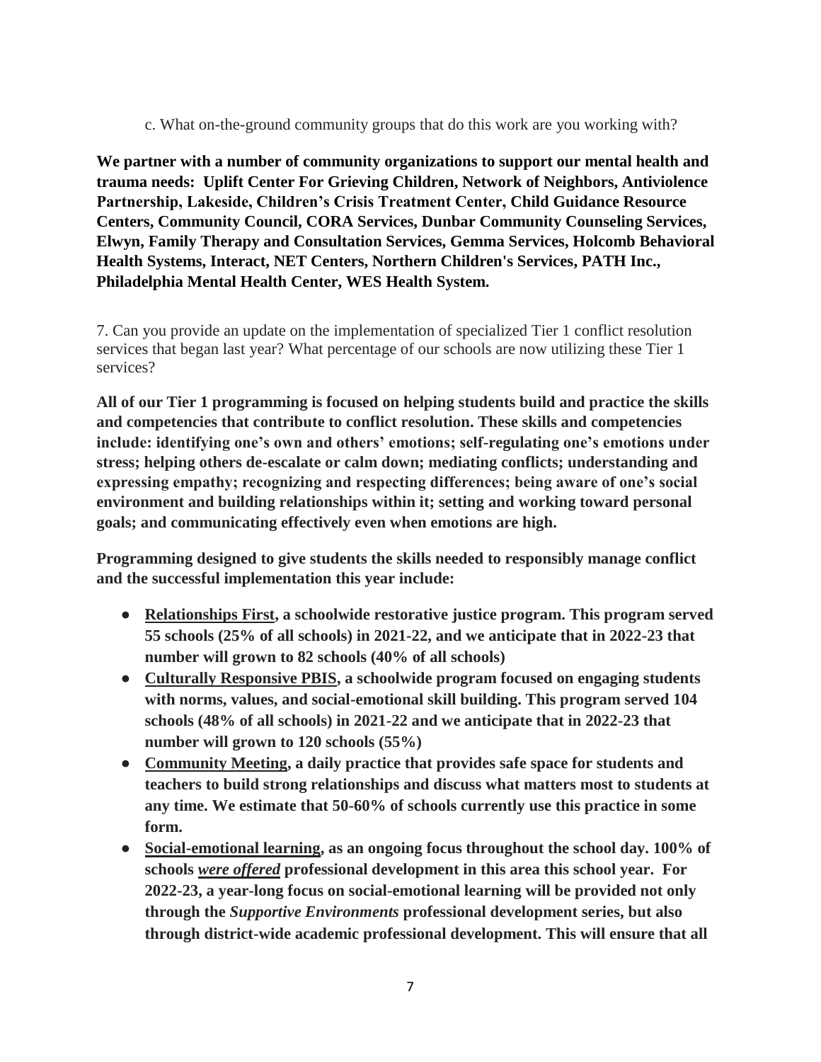c. What on-the-ground community groups that do this work are you working with?

**We partner with a number of community organizations to support our mental health and trauma needs: Uplift Center For Grieving Children, Network of Neighbors, Antiviolence Partnership, Lakeside, Children's Crisis Treatment Center, Child Guidance Resource Centers, Community Council, CORA Services, Dunbar Community Counseling Services, Elwyn, Family Therapy and Consultation Services, Gemma Services, Holcomb Behavioral Health Systems, Interact, NET Centers, Northern Children's Services, PATH Inc., Philadelphia Mental Health Center, WES Health System.**

7. Can you provide an update on the implementation of specialized Tier 1 conflict resolution services that began last year? What percentage of our schools are now utilizing these Tier 1 services?

**All of our Tier 1 programming is focused on helping students build and practice the skills and competencies that contribute to conflict resolution. These skills and competencies include: identifying one's own and others' emotions; self-regulating one's emotions under stress; helping others de-escalate or calm down; mediating conflicts; understanding and expressing empathy; recognizing and respecting differences; being aware of one's social environment and building relationships within it; setting and working toward personal goals; and communicating effectively even when emotions are high.**

**Programming designed to give students the skills needed to responsibly manage conflict and the successful implementation this year include:**

- **<u>Relationships First</u>, a schoolwide restorative justice program. This program served 55 schools (25% of all schools) in 2021-22, and we anticipate that in 2022-23 that number will grown to 82 schools (40% of all schools)**
- **<u>Culturally Responsive PBIS</u>, a schoolwide program focused on engaging students with norms, values, and social-emotional skill building. This program served 104 schools (48% of all schools) in 2021-22 and we anticipate that in 2022-23 that number will grown to 120 schools (55%)**
- **<u>Community Meeting</u>, a daily practice that provides safe space for students and teachers to build strong relationships and discuss what matters most to students at any time. We estimate that 50-60% of schools currently use this practice in some form.**
- **<u>Social-emotional learning</u>, as an ongoing focus throughout the school day. 100% of schools *<u>were offered</u>* professional development in this area this school year. For 2022-23, a year-long focus on social-emotional learning will be provided not only through the *Supportive Environments* professional development series, but also through district-wide academic professional development. This will ensure that all**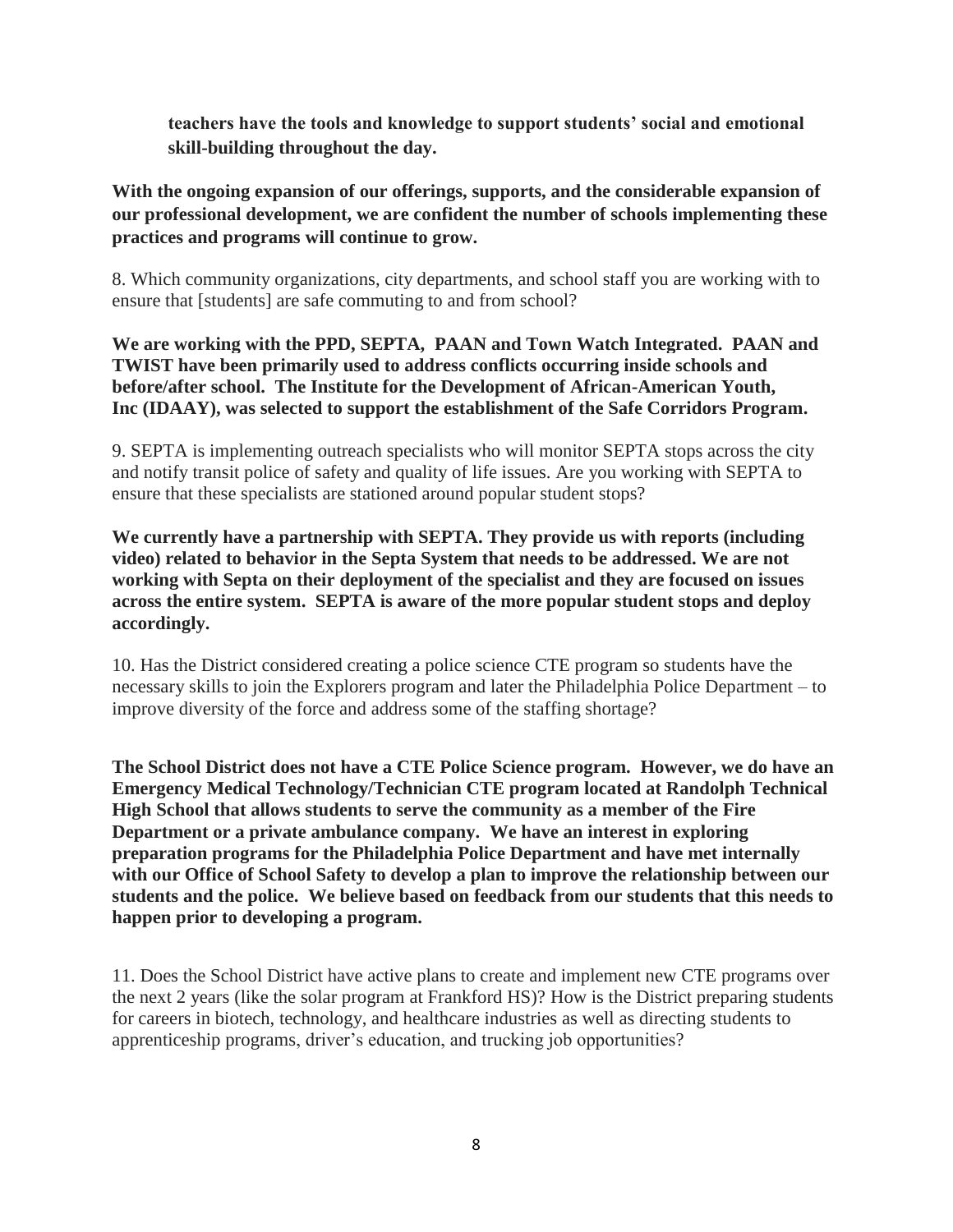**teachers have the tools and knowledge to support students' social and emotional skill-building throughout the day.**

**With the ongoing expansion of our offerings, supports, and the considerable expansion of our professional development, we are confident the number of schools implementing these practices and programs will continue to grow.**

8. Which community organizations, city departments, and school staff you are working with to ensure that [students] are safe commuting to and from school?

**We are working with the PPD, SEPTA, PAAN and Town Watch Integrated. PAAN and TWIST have been primarily used to address conflicts occurring inside schools and before/after school. The Institute for the Development of African-American Youth, Inc (IDAAY), was selected to support the establishment of the Safe Corridors Program.**

9. SEPTA is implementing outreach specialists who will monitor SEPTA stops across the city and notify transit police of safety and quality of life issues. Are you working with SEPTA to ensure that these specialists are stationed around popular student stops?

**We currently have a partnership with SEPTA. They provide us with reports (including video) related to behavior in the Septa System that needs to be addressed. We are not working with Septa on their deployment of the specialist and they are focused on issues across the entire system. SEPTA is aware of the more popular student stops and deploy accordingly.**

10. Has the District considered creating a police science CTE program so students have the necessary skills to join the Explorers program and later the Philadelphia Police Department – to improve diversity of the force and address some of the staffing shortage?

**The School District does not have a CTE Police Science program. However, we do have an Emergency Medical Technology/Technician CTE program located at Randolph Technical High School that allows students to serve the community as a member of the Fire Department or a private ambulance company. We have an interest in exploring preparation programs for the Philadelphia Police Department and have met internally with our Office of School Safety to develop a plan to improve the relationship between our students and the police. We believe based on feedback from our students that this needs to happen prior to developing a program.**

11. Does the School District have active plans to create and implement new CTE programs over the next 2 years (like the solar program at Frankford HS)? How is the District preparing students for careers in biotech, technology, and healthcare industries as well as directing students to apprenticeship programs, driver's education, and trucking job opportunities?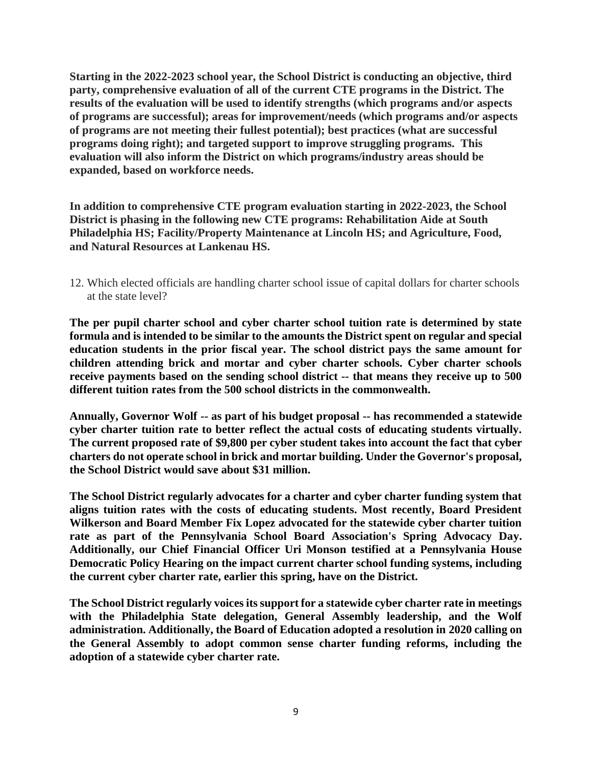**Starting in the 2022-2023 school year, the School District is conducting an objective, third party, comprehensive evaluation of all of the current CTE programs in the District. The results of the evaluation will be used to identify strengths (which programs and/or aspects of programs are successful); areas for improvement/needs (which programs and/or aspects of programs are not meeting their fullest potential); best practices (what are successful programs doing right); and targeted support to improve struggling programs. This evaluation will also inform the District on which programs/industry areas should be expanded, based on workforce needs.**

**In addition to comprehensive CTE program evaluation starting in 2022-2023, the School District is phasing in the following new CTE programs: Rehabilitation Aide at South Philadelphia HS; Facility/Property Maintenance at Lincoln HS; and Agriculture, Food, and Natural Resources at Lankenau HS.**

12. Which elected officials are handling charter school issue of capital dollars for charter schools at the state level?

**The per pupil charter school and cyber charter school tuition rate is determined by state formula and is intended to be similar to the amounts the District spent on regular and special education students in the prior fiscal year. The school district pays the same amount for children attending brick and mortar and cyber charter schools. Cyber charter schools receive payments based on the sending school district -- that means they receive up to 500 different tuition rates from the 500 school districts in the commonwealth.**

**Annually, Governor Wolf -- as part of his budget proposal -- has recommended a statewide cyber charter tuition rate to better reflect the actual costs of educating students virtually. The current proposed rate of $9,800 per cyber student takes into account the fact that cyber charters do not operate school in brick and mortar building. Under the Governor's proposal, the School District would save about $31 million.**

**The School District regularly advocates for a charter and cyber charter funding system that aligns tuition rates with the costs of educating students. Most recently, Board President Wilkerson and Board Member Fix Lopez advocated for the statewide cyber charter tuition rate as part of the Pennsylvania School Board Association's Spring Advocacy Day. Additionally, our Chief Financial Officer Uri Monson testified at a Pennsylvania House Democratic Policy Hearing on the impact current charter school funding systems, including the current cyber charter rate, earlier this spring, have on the District.**

**The School District regularly voices its support for a statewide cyber charter rate in meetings with the Philadelphia State delegation, General Assembly leadership, and the Wolf administration. Additionally, the Board of Education adopted a resolution in 2020 calling on the General Assembly to adopt common sense charter funding reforms, including the adoption of a statewide cyber charter rate.**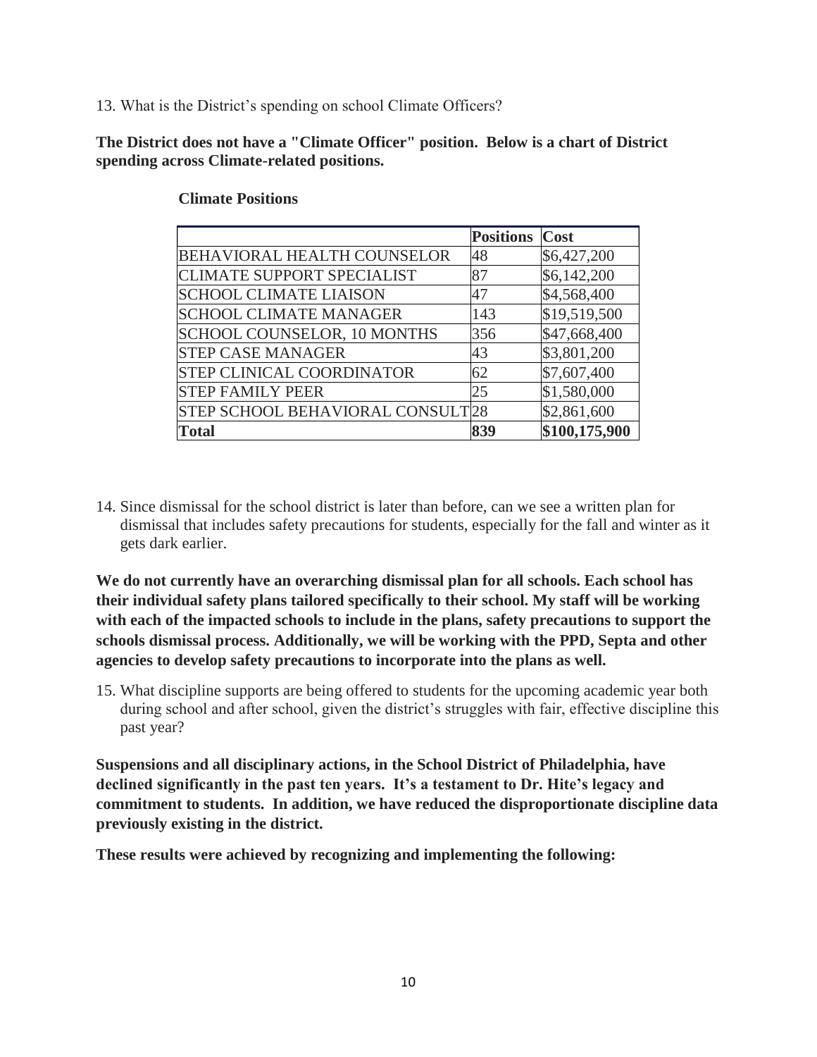13. What is the District's spending on school Climate Officers?

**The District does not have a "Climate Officer" position. Below is a chart of District spending across Climate-related positions.**

**Climate Positions**

| | Positions | Cost |
|---|---|---|
| BEHAVIORAL HEALTH COUNSELOR | 48 | $6,427,200 |
| CLIMATE SUPPORT SPECIALIST | 87 | $6,142,200 |
| SCHOOL CLIMATE LIAISON | 47 | $4,568,400 |
| SCHOOL CLIMATE MANAGER | 143 | $19,519,500 |
| SCHOOL COUNSELOR, 10 MONTHS | 356 | $47,668,400 |
| STEP CASE MANAGER | 43 | $3,801,200 |
| STEP CLINICAL COORDINATOR | 62 | $7,607,400 |
| STEP FAMILY PEER | 25 | $1,580,000 |
| STEP SCHOOL BEHAVIORAL CONSULT | 28 | $2,861,600 |
| **Total** | **839** | **$100,175,900** |

14. Since dismissal for the school district is later than before, can we see a written plan for dismissal that includes safety precautions for students, especially for the fall and winter as it gets dark earlier.

**We do not currently have an overarching dismissal plan for all schools. Each school has their individual safety plans tailored specifically to their school. My staff will be working with each of the impacted schools to include in the plans, safety precautions to support the schools dismissal process. Additionally, we will be working with the PPD, Septa and other agencies to develop safety precautions to incorporate into the plans as well.**

15. What discipline supports are being offered to students for the upcoming academic year both during school and after school, given the district's struggles with fair, effective discipline this past year?

**Suspensions and all disciplinary actions, in the School District of Philadelphia, have declined significantly in the past ten years. It's a testament to Dr. Hite's legacy and commitment to students. In addition, we have reduced the disproportionate discipline data previously existing in the district.**

**These results were achieved by recognizing and implementing the following:**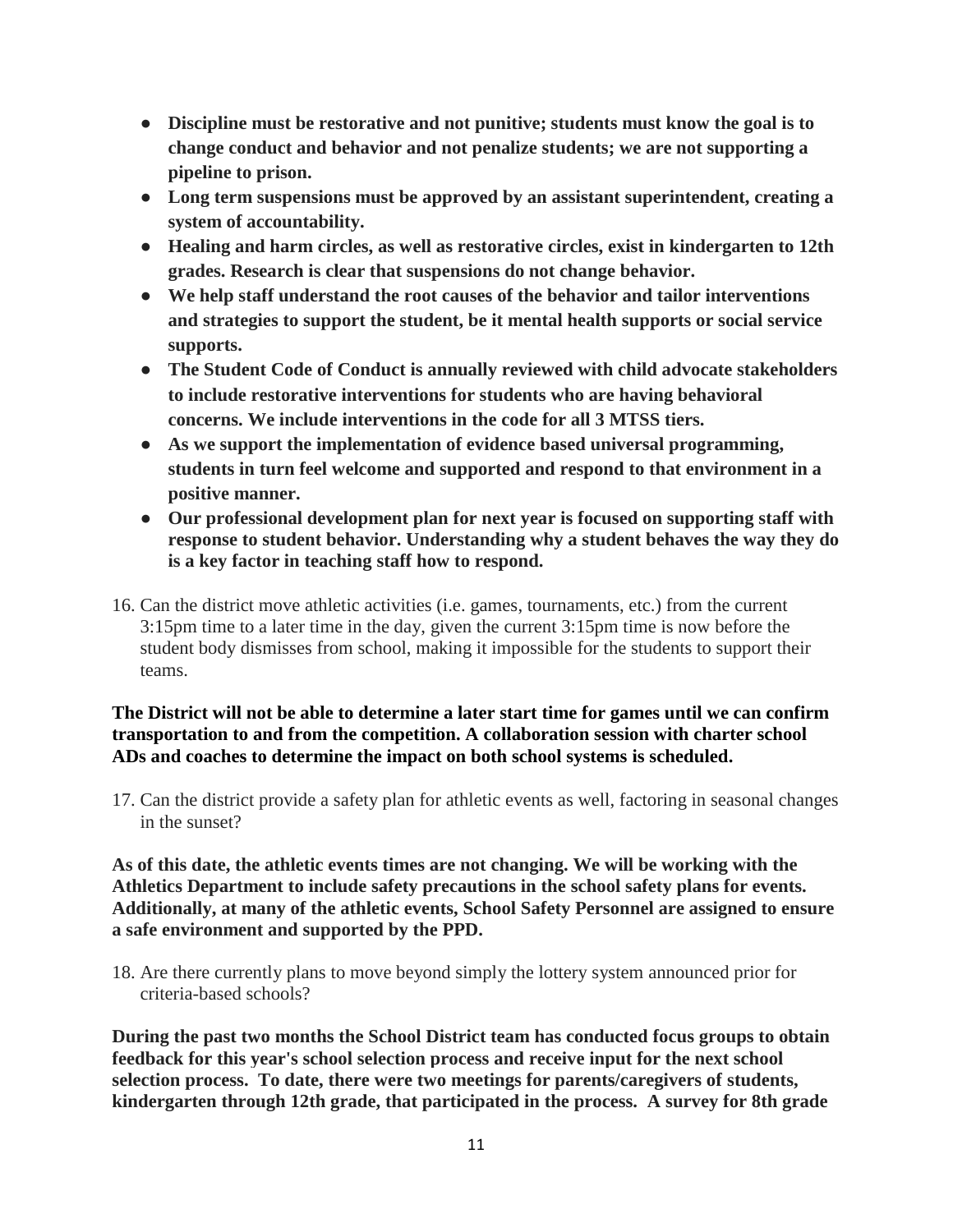- **Discipline must be restorative and not punitive; students must know the goal is to change conduct and behavior and not penalize students; we are not supporting a pipeline to prison.**
- **Long term suspensions must be approved by an assistant superintendent, creating a system of accountability.**
- **Healing and harm circles, as well as restorative circles, exist in kindergarten to 12th grades. Research is clear that suspensions do not change behavior.**
- **We help staff understand the root causes of the behavior and tailor interventions and strategies to support the student, be it mental health supports or social service supports.**
- **The Student Code of Conduct is annually reviewed with child advocate stakeholders to include restorative interventions for students who are having behavioral concerns. We include interventions in the code for all 3 MTSS tiers.**
- **As we support the implementation of evidence based universal programming, students in turn feel welcome and supported and respond to that environment in a positive manner.**
- **Our professional development plan for next year is focused on supporting staff with response to student behavior. Understanding why a student behaves the way they do is a key factor in teaching staff how to respond.**

16. Can the district move athletic activities (i.e. games, tournaments, etc.) from the current 3:15pm time to a later time in the day, given the current 3:15pm time is now before the student body dismisses from school, making it impossible for the students to support their teams.

**The District will not be able to determine a later start time for games until we can confirm transportation to and from the competition. A collaboration session with charter school ADs and coaches to determine the impact on both school systems is scheduled.**

17. Can the district provide a safety plan for athletic events as well, factoring in seasonal changes in the sunset?

**As of this date, the athletic events times are not changing. We will be working with the Athletics Department to include safety precautions in the school safety plans for events. Additionally, at many of the athletic events, School Safety Personnel are assigned to ensure a safe environment and supported by the PPD.**

18. Are there currently plans to move beyond simply the lottery system announced prior for criteria-based schools?

**During the past two months the School District team has conducted focus groups to obtain feedback for this year's school selection process and receive input for the next school selection process. To date, there were two meetings for parents/caregivers of students, kindergarten through 12th grade, that participated in the process. A survey for 8th grade**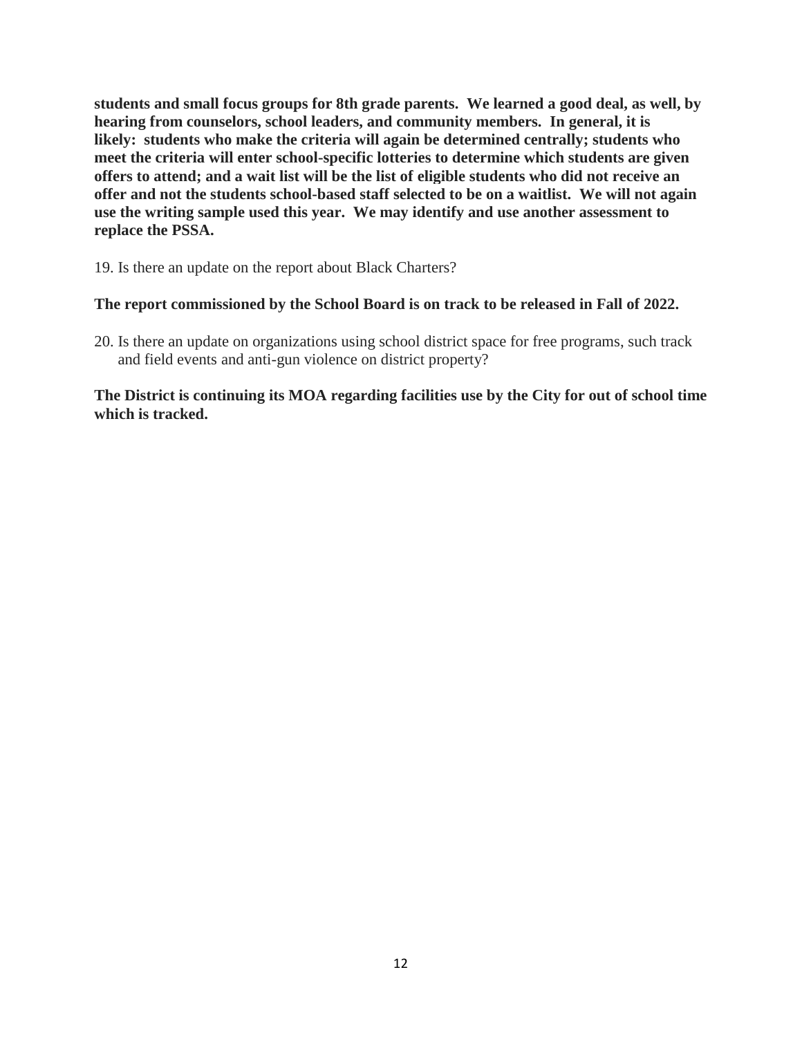**students and small focus groups for 8th grade parents. We learned a good deal, as well, by hearing from counselors, school leaders, and community members. In general, it is likely: students who make the criteria will again be determined centrally; students who meet the criteria will enter school-specific lotteries to determine which students are given offers to attend; and a wait list will be the list of eligible students who did not receive an offer and not the students school-based staff selected to be on a waitlist. We will not again use the writing sample used this year. We may identify and use another assessment to replace the PSSA.**

19. Is there an update on the report about Black Charters?

**The report commissioned by the School Board is on track to be released in Fall of 2022.**

20. Is there an update on organizations using school district space for free programs, such track and field events and anti-gun violence on district property?

**The District is continuing its MOA regarding facilities use by the City for out of school time which is tracked.**